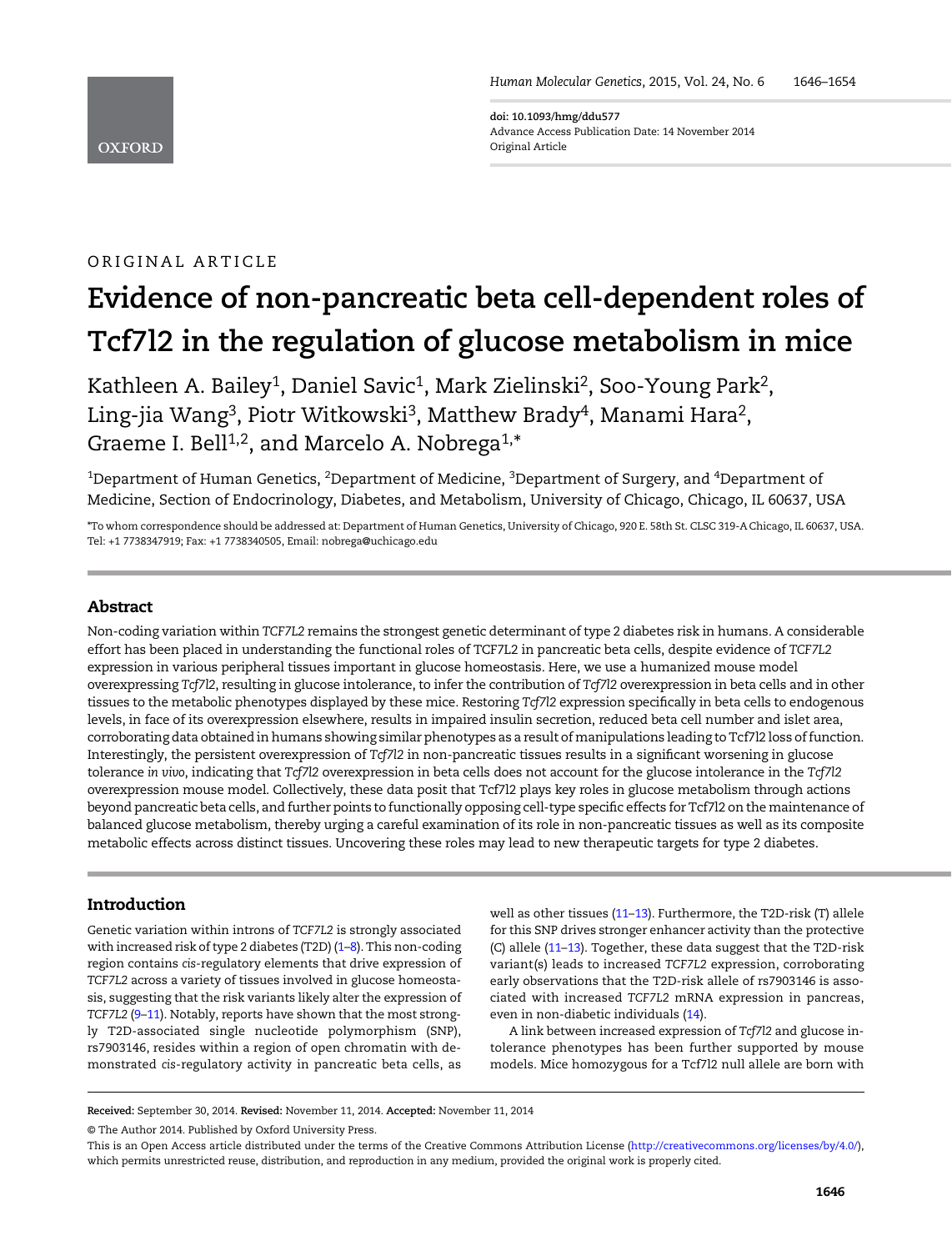ORIGINAL ARTICLE

# Evidence of non-pancreatic beta cell-dependent roles of Tcf7l2 in the regulation of glucose metabolism in mice

Kathleen A. Bailey[1], Daniel Savic[1], Mark Zielinski[2], Soo-Young Park[2], Ling-jia Wang[3], Piotr Witkowski[3], Matthew Brady[4], Manami Hara[2], Graeme I. Bell[1,2], and Marcelo A. Nobrega[1,*]

[1]Department of Human Genetics, [2]Department of Medicine, [3]Department of Surgery, and [4]Department of Medicine, Section of Endocrinology, Diabetes, and Metabolism, University of Chicago, Chicago, IL 60637, USA

*To whom correspondence should be addressed at: Department of Human Genetics, University of Chicago, 920 E. 58th St. CLSC 319-A Chicago, IL 60637, USA. Tel: +1 7738347919; Fax: +1 7738340505, Email: nobrega@uchicago.edu

## Abstract

Non-coding variation within *TCF7L2* remains the strongest genetic determinant of type 2 diabetes risk in humans. A considerable effort has been placed in understanding the functional roles of TCF7L2 in pancreatic beta cells, despite evidence of *TCF7L2* expression in various peripheral tissues important in glucose homeostasis. Here, we use a humanized mouse model overexpressing *Tcf7l2*, resulting in glucose intolerance, to infer the contribution of *Tcf7l2* overexpression in beta cells and in other tissues to the metabolic phenotypes displayed by these mice. Restoring *Tcf7l2* expression specifically in beta cells to endogenous levels, in face of its overexpression elsewhere, results in impaired insulin secretion, reduced beta cell number and islet area, corroborating data obtained in humans showing similar phenotypes as a result of manipulations leading to Tcf7l2 loss of function. Interestingly, the persistent overexpression of *Tcf7l2* in non-pancreatic tissues results in a significant worsening in glucose tolerance *in vivo*, indicating that *Tcf7l2* overexpression in beta cells does not account for the glucose intolerance in the *Tcf7l2* overexpression mouse model. Collectively, these data posit that Tcf7l2 plays key roles in glucose metabolism through actions beyond pancreatic beta cells, and further points to functionally opposing cell-type specific effects for Tcf7l2 on the maintenance of balanced glucose metabolism, thereby urging a careful examination of its role in non-pancreatic tissues as well as its composite metabolic effects across distinct tissues. Uncovering these roles may lead to new therapeutic targets for type 2 diabetes.

## Introduction

Genetic variation within introns of *TCF7L2* is strongly associated with increased risk of type 2 diabetes (T2D) (1–8). This non-coding region contains *cis*-regulatory elements that drive expression of *TCF7L2* across a variety of tissues involved in glucose homeostasis, suggesting that the risk variants likely alter the expression of *TCF7L2* (9–11). Notably, reports have shown that the most strongly T2D-associated single nucleotide polymorphism (SNP), rs7903146, resides within a region of open chromatin with demonstrated *cis*-regulatory activity in pancreatic beta cells, as well as other tissues (11–13). Furthermore, the T2D-risk (T) allele for this SNP drives stronger enhancer activity than the protective (C) allele (11–13). Together, these data suggest that the T2D-risk variant(s) leads to increased *TCF7L2* expression, corroborating early observations that the T2D-risk allele of rs7903146 is associated with increased *TCF7L2* mRNA expression in pancreas, even in non-diabetic individuals (14).

A link between increased expression of *Tcf7l2* and glucose intolerance phenotypes has been further supported by mouse models. Mice homozygous for a Tcf7l2 null allele are born with

Received: September 30, 2014. Revised: November 11, 2014. Accepted: November 11, 2014

© The Author 2014. Published by Oxford University Press.

This is an Open Access article distributed under the terms of the Creative Commons Attribution License (http://creativecommons.org/licenses/by/4.0/), which permits unrestricted reuse, distribution, and reproduction in any medium, provided the original work is properly cited.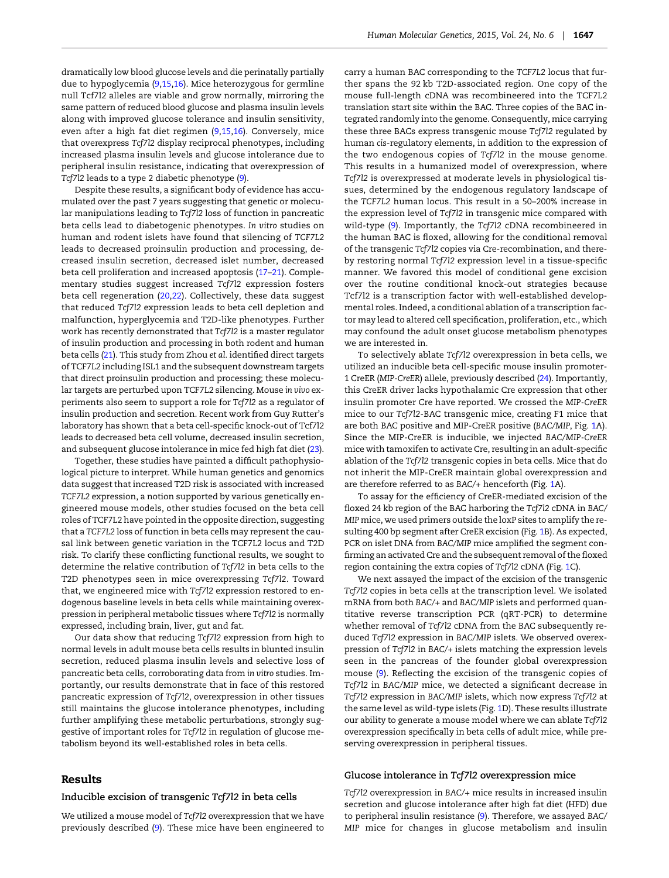dramatically low blood glucose levels and die perinatally partially due to hypoglycemia (9,15,16). Mice heterozygous for germline null Tcf7l2 alleles are viable and grow normally, mirroring the same pattern of reduced blood glucose and plasma insulin levels along with improved glucose tolerance and insulin sensitivity, even after a high fat diet regimen (9,15,16). Conversely, mice that overexpress *Tcf7l2* display reciprocal phenotypes, including increased plasma insulin levels and glucose intolerance due to peripheral insulin resistance, indicating that overexpression of *Tcf7l2* leads to a type 2 diabetic phenotype (9).

Despite these results, a significant body of evidence has accumulated over the past 7 years suggesting that genetic or molecular manipulations leading to *Tcf7l2* loss of function in pancreatic beta cells lead to diabetogenic phenotypes. *In vitro* studies on human and rodent islets have found that silencing of *TCF7L2* leads to decreased proinsulin production and processing, decreased insulin secretion, decreased islet number, decreased beta cell proliferation and increased apoptosis (17–21). Complementary studies suggest increased *Tcf7l2* expression fosters beta cell regeneration (20,22). Collectively, these data suggest that reduced *Tcf7l2* expression leads to beta cell depletion and malfunction, hyperglycemia and T2D-like phenotypes. Further work has recently demonstrated that *Tcf7l2* is a master regulator of insulin production and processing in both rodent and human beta cells (21). This study from Zhou *et al.* identified direct targets of TCF7L2 including ISL1 and the subsequent downstream targets that direct proinsulin production and processing; these molecular targets are perturbed upon TCF7L2 silencing. Mouse *in vivo* experiments also seem to support a role for *Tcf7l2* as a regulator of insulin production and secretion. Recent work from Guy Rutter's laboratory has shown that a beta cell-specific knock-out of Tcf7l2 leads to decreased beta cell volume, decreased insulin secretion, and subsequent glucose intolerance in mice fed high fat diet (23).

Together, these studies have painted a difficult pathophysiological picture to interpret. While human genetics and genomics data suggest that increased T2D risk is associated with increased *TCF7L2* expression, a notion supported by various genetically engineered mouse models, other studies focused on the beta cell roles of TCF7L2 have pointed in the opposite direction, suggesting that a *TCF7L2* loss of function in beta cells may represent the causal link between genetic variation in the TCF7L2 locus and T2D risk. To clarify these conflicting functional results, we sought to determine the relative contribution of *Tcf7l2* in beta cells to the T2D phenotypes seen in mice overexpressing *Tcf7l2*. Toward that, we engineered mice with *Tcf7l2* expression restored to endogenous baseline levels in beta cells while maintaining overexpression in peripheral metabolic tissues where *Tcf7l2* is normally expressed, including brain, liver, gut and fat.

Our data show that reducing *Tcf7l2* expression from high to normal levels in adult mouse beta cells results in blunted insulin secretion, reduced plasma insulin levels and selective loss of pancreatic beta cells, corroborating data from *in vitro* studies. Importantly, our results demonstrate that in face of this restored pancreatic expression of *Tcf7l2*, overexpression in other tissues still maintains the glucose intolerance phenotypes, including further amplifying these metabolic perturbations, strongly suggestive of important roles for *Tcf7l2* in regulation of glucose metabolism beyond its well-established roles in beta cells.

## Results

### Inducible excision of transgenic *Tcf7l2* in beta cells

We utilized a mouse model of *Tcf7l2* overexpression that we have previously described (9). These mice have been engineered to carry a human BAC corresponding to the *TCF7L2* locus that further spans the 92 kb T2D-associated region. One copy of the mouse full-length cDNA was recombineered into the TCF7L2 translation start site within the BAC. Three copies of the BAC integrated randomly into the genome. Consequently, mice carrying these three BACs express transgenic mouse *Tcf7l2* regulated by human *cis*-regulatory elements, in addition to the expression of the two endogenous copies of *Tcf7l2* in the mouse genome. This results in a humanized model of overexpression, where *Tcf7l2* is overexpressed at moderate levels in physiological tissues, determined by the endogenous regulatory landscape of the *TCF7L2* human locus. This result in a 50–200% increase in the expression level of *Tcf7l2* in transgenic mice compared with wild-type (9). Importantly, the *Tcf7l2* cDNA recombineered in the human BAC is floxed, allowing for the conditional removal of the transgenic *Tcf7l2* copies via Cre-recombination, and thereby restoring normal *Tcf7l2* expression level in a tissue-specific manner. We favored this model of conditional gene excision over the routine conditional knock-out strategies because Tcf7l2 is a transcription factor with well-established developmental roles. Indeed, a conditional ablation of a transcription factor may lead to altered cell specification, proliferation, etc., which may confound the adult onset glucose metabolism phenotypes we are interested in.

To selectively ablate *Tcf7l2* overexpression in beta cells, we utilized an inducible beta cell-specific mouse insulin promoter-1 CreER (*MIP-CreER*) allele, previously described (24). Importantly, this CreER driver lacks hypothalamic Cre expression that other insulin promoter Cre have reported. We crossed the *MIP-CreER* mice to our *Tcf7l2*-BAC transgenic mice, creating F1 mice that are both BAC positive and MIP-CreER positive (*BAC/MIP*, Fig. 1A). Since the MIP-CreER is inducible, we injected *BAC/MIP-CreER* mice with tamoxifen to activate Cre, resulting in an adult-specific ablation of the *Tcf7l2* transgenic copies in beta cells. Mice that do not inherit the MIP-CreER maintain global overexpression and are therefore referred to as *BAC/+* henceforth (Fig. 1A).

To assay for the efficiency of CreER-mediated excision of the floxed 24 kb region of the BAC harboring the *Tcf7l2* cDNA in *BAC/MIP* mice, we used primers outside the loxP sites to amplify the resulting 400 bp segment after CreER excision (Fig. 1B). As expected, PCR on islet DNA from *BAC/MIP* mice amplified the segment confirming an activated Cre and the subsequent removal of the floxed region containing the extra copies of *Tcf7l2* cDNA (Fig. 1C).

We next assayed the impact of the excision of the transgenic *Tcf7l2* copies in beta cells at the transcription level. We isolated mRNA from both *BAC/+* and *BAC/MIP* islets and performed quantitative reverse transcription PCR (qRT-PCR) to determine whether removal of *Tcf7l2* cDNA from the BAC subsequently reduced *Tcf7l2* expression in *BAC/MIP* islets. We observed overexpression of *Tcf7l2* in *BAC/+* islets matching the expression levels seen in the pancreas of the founder global overexpression mouse (9). Reflecting the excision of the transgenic copies of *Tcf7l2* in *BAC/MIP* mice, we detected a significant decrease in *Tcf7l2* expression in *BAC/MIP* islets, which now express *Tcf7l2* at the same level as wild-type islets (Fig. 1D). These results illustrate our ability to generate a mouse model where we can ablate *Tcf7l2* overexpression specifically in beta cells of adult mice, while preserving overexpression in peripheral tissues.

### Glucose intolerance in *Tcf7l2* overexpression mice

*Tcf7l2* overexpression in *BAC/+* mice results in increased insulin secretion and glucose intolerance after high fat diet (HFD) due to peripheral insulin resistance (9). Therefore, we assayed *BAC/MIP* mice for changes in glucose metabolism and insulin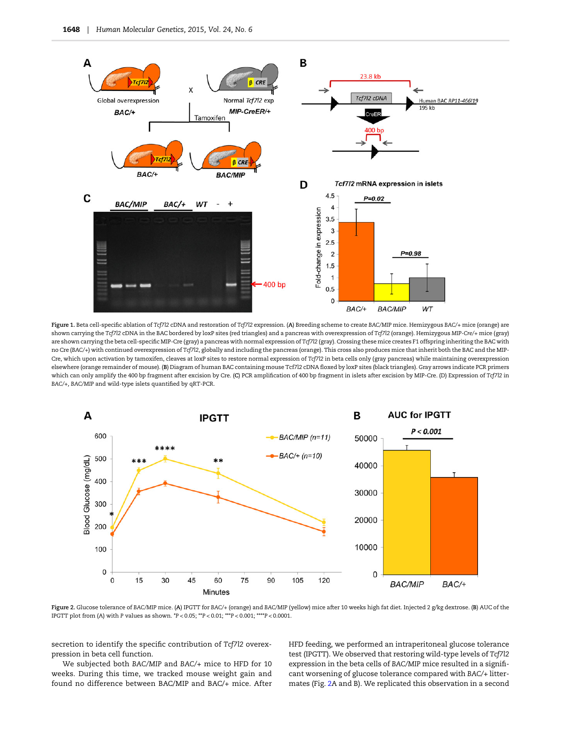Figure 1. Beta cell-specific ablation of *Tcf7l2* cDNA and restoration of *Tcf7l2* expression. (A) Breeding scheme to create BAC/MIP mice. Hemizygous BAC/+ mice (orange) are shown carrying the *Tcf7l2* cDNA in the BAC bordered by loxP sites (red triangles) and a pancreas with overexpression of *Tcf7l2* (orange). Hemizygous MIP-Cre/+ mice (gray) are shown carrying the beta cell-specific MIP-Cre (gray) a pancreas with normal expression of *Tcf7l2* (gray). Crossing these mice creates F1 offspring inheriting the BAC with no Cre (BAC/+) with continued overexpression of *Tcf7l2*, globally and including the pancreas (orange). This cross also produces mice that inherit both the BAC and the MIP-Cre, which upon activation by tamoxifen, cleaves at loxP sites to restore normal expression of *Tcf7l2* in beta cells only (gray pancreas) while maintaining overexpression elsewhere (orange remainder of mouse). (B) Diagram of human BAC containing mouse Tcf7l2 cDNA floxed by loxP sites (black triangles). Gray arrows indicate PCR primers which can only amplify the 400 bp fragment after excision by Cre. (C) PCR amplification of 400 bp fragment in islets after excision by MIP-Cre. (D) Expression of *Tcf7l2* in BAC/+, BAC/MIP and wild-type islets quantified by qRT-PCR.

Figure 2. Glucose tolerance of BAC/MIP mice. (A) IPGTT for BAC/+ (orange) and BAC/MIP (yellow) mice after 10 weeks high fat diet. Injected 2 g/kg dextrose. (B) AUC of the IPGTT plot from (A) with P values as shown. *P < 0.05; **P < 0.01; ***P < 0.001; ****P < 0.0001.

secretion to identify the specific contribution of *Tcf7l2* overexpression in beta cell function.

We subjected both BAC/MIP and BAC/+ mice to HFD for 10 weeks. During this time, we tracked mouse weight gain and found no difference between BAC/MIP and BAC/+ mice. After HFD feeding, we performed an intraperitoneal glucose tolerance test (IPGTT). We observed that restoring wild-type levels of *Tcf7l2* expression in the beta cells of BAC/MIP mice resulted in a significant worsening of glucose tolerance compared with BAC/+ littermates (Fig. 2A and B). We replicated this observation in a second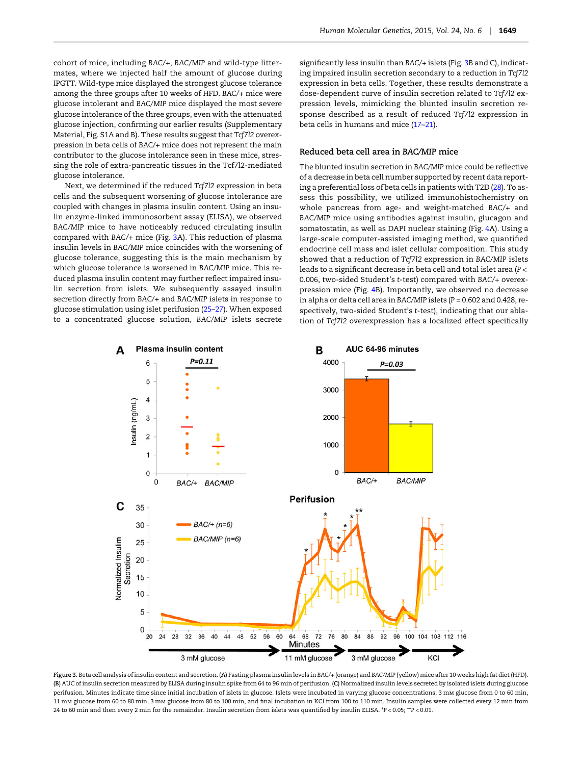cohort of mice, including BAC/+, BAC/MIP and wild-type littermates, where we injected half the amount of glucose during IPGTT. Wild-type mice displayed the strongest glucose tolerance among the three groups after 10 weeks of HFD. BAC/+ mice were glucose intolerant and BAC/MIP mice displayed the most severe glucose intolerance of the three groups, even with the attenuated glucose injection, confirming our earlier results (Supplementary Material, Fig. S1A and B). These results suggest that *Tcf7l2* overexpression in beta cells of BAC/+ mice does not represent the main contributor to the glucose intolerance seen in these mice, stressing the role of extra-pancreatic tissues in the Tcf7l2-mediated glucose intolerance.

Next, we determined if the reduced *Tcf7l2* expression in beta cells and the subsequent worsening of glucose intolerance are coupled with changes in plasma insulin content. Using an insulin enzyme-linked immunosorbent assay (ELISA), we observed BAC/MIP mice to have noticeably reduced circulating insulin compared with BAC/+ mice (Fig. 3A). This reduction of plasma insulin levels in BAC/MIP mice coincides with the worsening of glucose tolerance, suggesting this is the main mechanism by which glucose tolerance is worsened in BAC/MIP mice. This reduced plasma insulin content may further reflect impaired insulin secretion from islets. We subsequently assayed insulin secretion directly from BAC/+ and BAC/MIP islets in response to glucose stimulation using islet perifusion (25–27). When exposed to a concentrated glucose solution, BAC/MIP islets secrete significantly less insulin than BAC/+ islets (Fig. 3B and C), indicating impaired insulin secretion secondary to a reduction in *Tcf7l2* expression in beta cells. Together, these results demonstrate a dose-dependent curve of insulin secretion related to *Tcf7l2* expression levels, mimicking the blunted insulin secretion response described as a result of reduced *Tcf7l2* expression in beta cells in humans and mice (17–21).

## Reduced beta cell area in BAC/MIP mice

The blunted insulin secretion in BAC/MIP mice could be reflective of a decrease in beta cell number supported by recent data reporting a preferential loss of beta cells in patients with T2D (28). To assess this possibility, we utilized immunohistochemistry on whole pancreas from age- and weight-matched BAC/+ and BAC/MIP mice using antibodies against insulin, glucagon and somatostatin, as well as DAPI nuclear staining (Fig. 4A). Using a large-scale computer-assisted imaging method, we quantified endocrine cell mass and islet cellular composition. This study showed that a reduction of *Tcf7l2* expression in BAC/MIP islets leads to a significant decrease in beta cell and total islet area ($P < 0.006$, two-sided Student's *t*-test) compared with BAC/+ overexpression mice (Fig. 4B). Importantly, we observed no decrease in alpha or delta cell area in BAC/MIP islets ($P = 0.602$ and $0.428$, respectively, two-sided Student's *t*-test), indicating that our ablation of *Tcf7l2* overexpression has a localized effect specifically

**Figure 3.** Beta cell analysis of insulin content and secretion. (**A**) Fasting plasma insulin levels in BAC/+ (orange) and BAC/MIP (yellow) mice after 10 weeks high fat diet (HFD). (**B**) AUC of insulin secretion measured by ELISA during insulin spike from 64 to 96 min of perifusion. (**C**) Normalized insulin levels secreted by isolated islets during glucose perifusion. Minutes indicate time since initial incubation of islets in glucose. Islets were incubated in varying glucose concentrations; 3 mM glucose from 0 to 60 min, 11 mM glucose from 60 to 80 min, 3 mM glucose from 80 to 100 min, and final incubation in KCl from 100 to 110 min. Insulin samples were collected every 12 min from 24 to 60 min and then every 2 min for the remainder. Insulin secretion from islets was quantified by insulin ELISA. *$P < 0.05$; **$P < 0.01$.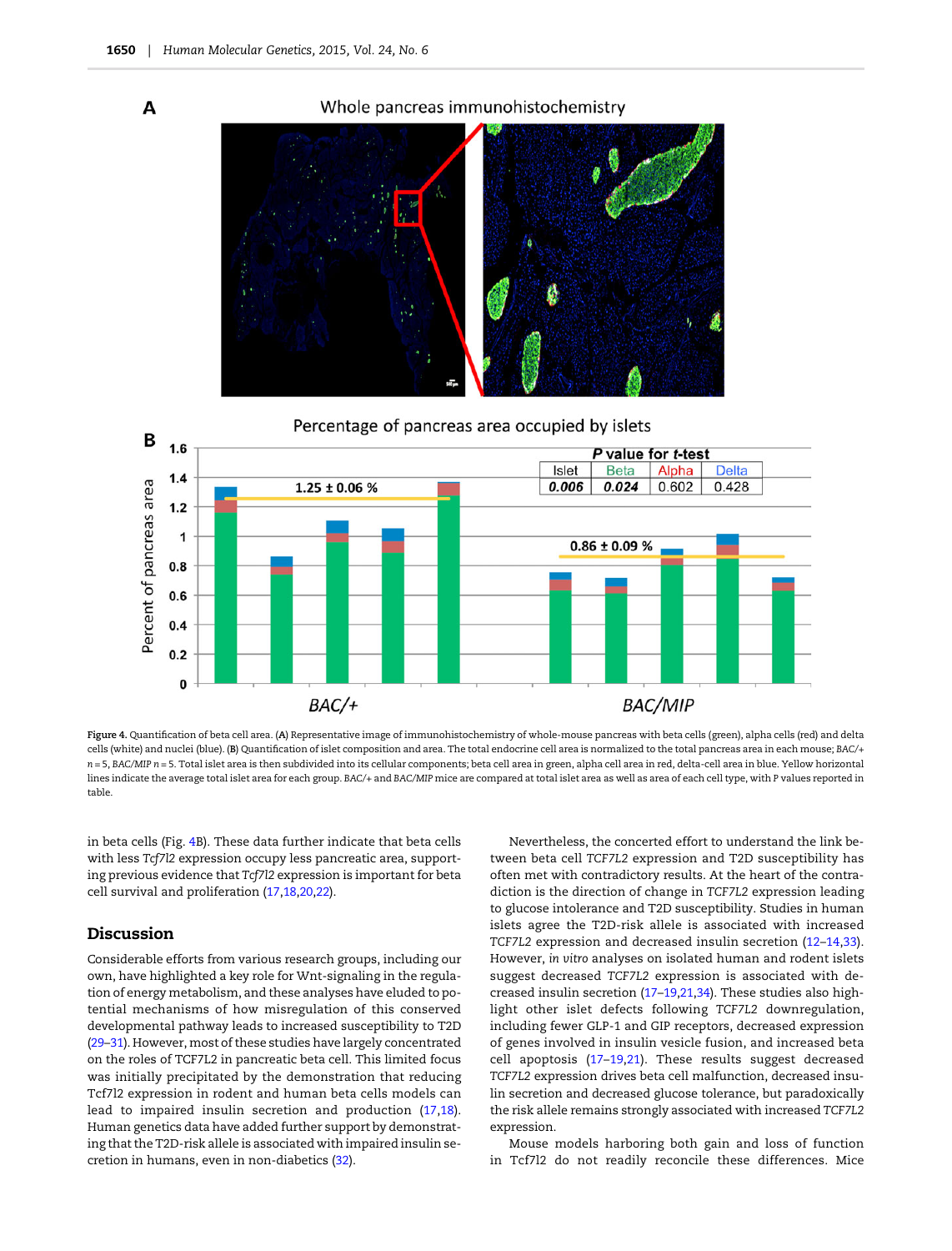**Figure 4.** Quantification of beta cell area. (**A**) Representative image of immunohistochemistry of whole-mouse pancreas with beta cells (green), alpha cells (red) and delta cells (white) and nuclei (blue). (**B**) Quantification of islet composition and area. The total endocrine cell area is normalized to the total pancreas area in each mouse; *BAC/+* $n = 5$, *BAC/MIP* $n = 5$. Total islet area is then subdivided into its cellular components; beta cell area in green, alpha cell area in red, delta-cell area in blue. Yellow horizontal lines indicate the average total islet area for each group. *BAC/+* and *BAC/MIP* mice are compared at total islet area as well as area of each cell type, with *P* values reported in table.

in beta cells (Fig. 4B). These data further indicate that beta cells with less *Tcf7l2* expression occupy less pancreatic area, supporting previous evidence that *Tcf7l2* expression is important for beta cell survival and proliferation (17,18,20,22).

## Discussion

Considerable efforts from various research groups, including our own, have highlighted a key role for Wnt-signaling in the regulation of energy metabolism, and these analyses have eluded to potential mechanisms of how misregulation of this conserved developmental pathway leads to increased susceptibility to T2D (29–31). However, most of these studies have largely concentrated on the roles of TCF7L2 in pancreatic beta cell. This limited focus was initially precipitated by the demonstration that reducing Tcf7l2 expression in rodent and human beta cells models can lead to impaired insulin secretion and production (17,18). Human genetics data have added further support by demonstrating that the T2D-risk allele is associated with impaired insulin secretion in humans, even in non-diabetics (32).

Nevertheless, the concerted effort to understand the link between beta cell *TCF7L2* expression and T2D susceptibility has often met with contradictory results. At the heart of the contradiction is the direction of change in *TCF7L2* expression leading to glucose intolerance and T2D susceptibility. Studies in human islets agree the T2D-risk allele is associated with increased *TCF7L2* expression and decreased insulin secretion (12–14,33). However, *in vitro* analyses on isolated human and rodent islets suggest decreased *TCF7L2* expression is associated with decreased insulin secretion (17–19,21,34). These studies also highlight other islet defects following *TCF7L2* downregulation, including fewer GLP-1 and GIP receptors, decreased expression of genes involved in insulin vesicle fusion, and increased beta cell apoptosis (17–19,21). These results suggest decreased *TCF7L2* expression drives beta cell malfunction, decreased insulin secretion and decreased glucose tolerance, but paradoxically the risk allele remains strongly associated with increased *TCF7L2* expression.

Mouse models harboring both gain and loss of function in Tcf7l2 do not readily reconcile these differences. Mice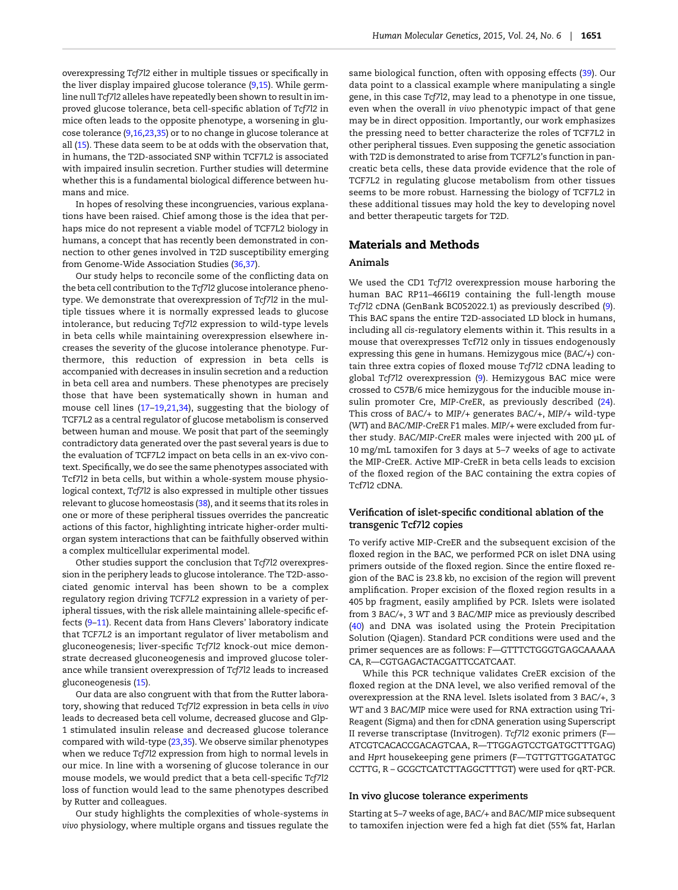overexpressing *Tcf7l2* either in multiple tissues or specifically in the liver display impaired glucose tolerance (9,15). While germline null *Tcf7l2* alleles have repeatedly been shown to result in improved glucose tolerance, beta cell-specific ablation of *Tcf7l2* in mice often leads to the opposite phenotype, a worsening in glucose tolerance (9,16,23,35) or to no change in glucose tolerance at all (15). These data seem to be at odds with the observation that, in humans, the T2D-associated SNP within TCF7L2 is associated with impaired insulin secretion. Further studies will determine whether this is a fundamental biological difference between humans and mice.

In hopes of resolving these incongruencies, various explanations have been raised. Chief among those is the idea that perhaps mice do not represent a viable model of TCF7L2 biology in humans, a concept that has recently been demonstrated in connection to other genes involved in T2D susceptibility emerging from Genome-Wide Association Studies (36,37).

Our study helps to reconcile some of the conflicting data on the beta cell contribution to the *Tcf7l2* glucose intolerance phenotype. We demonstrate that overexpression of *Tcf7l2* in the multiple tissues where it is normally expressed leads to glucose intolerance, but reducing *Tcf7l2* expression to wild-type levels in beta cells while maintaining overexpression elsewhere increases the severity of the glucose intolerance phenotype. Furthermore, this reduction of expression in beta cells is accompanied with decreases in insulin secretion and a reduction in beta cell area and numbers. These phenotypes are precisely those that have been systematically shown in human and mouse cell lines (17–19,21,34), suggesting that the biology of TCF7L2 as a central regulator of glucose metabolism is conserved between human and mouse. We posit that part of the seemingly contradictory data generated over the past several years is due to the evaluation of TCF7L2 impact on beta cells in an ex-vivo context. Specifically, we do see the same phenotypes associated with Tcf7l2 in beta cells, but within a whole-system mouse physiological context, *Tcf7l2* is also expressed in multiple other tissues relevant to glucose homeostasis (38), and it seems that its roles in one or more of these peripheral tissues overrides the pancreatic actions of this factor, highlighting intricate higher-order multi-organ system interactions that can be faithfully observed within a complex multicellular experimental model.

Other studies support the conclusion that *Tcf7l2* overexpression in the periphery leads to glucose intolerance. The T2D-associated genomic interval has been shown to be a complex regulatory region driving *TCF7L2* expression in a variety of peripheral tissues, with the risk allele maintaining allele-specific effects (9–11). Recent data from Hans Clevers' laboratory indicate that *TCF7L2* is an important regulator of liver metabolism and gluconeogenesis; liver-specific *Tcf7l2* knock-out mice demonstrate decreased gluconeogenesis and improved glucose tolerance while transient overexpression of *Tcf7l2* leads to increased gluconeogenesis (15).

Our data are also congruent with that from the Rutter laboratory, showing that reduced *Tcf7l2* expression in beta cells *in vivo* leads to decreased beta cell volume, decreased glucose and Glp-1 stimulated insulin release and decreased glucose tolerance compared with wild-type (23,35). We observe similar phenotypes when we reduce *Tcf7l2* expression from high to normal levels in our mice. In line with a worsening of glucose tolerance in our mouse models, we would predict that a beta cell-specific *Tcf7l2* loss of function would lead to the same phenotypes described by Rutter and colleagues.

Our study highlights the complexities of whole-systems *in vivo* physiology, where multiple organs and tissues regulate the same biological function, often with opposing effects (39). Our data point to a classical example where manipulating a single gene, in this case *Tcf7l2*, may lead to a phenotype in one tissue, even when the overall *in vivo* phenotypic impact of that gene may be in direct opposition. Importantly, our work emphasizes the pressing need to better characterize the roles of TCF7L2 in other peripheral tissues. Even supposing the genetic association with T2D is demonstrated to arise from TCF7L2's function in pancreatic beta cells, these data provide evidence that the role of TCF7L2 in regulating glucose metabolism from other tissues seems to be more robust. Harnessing the biology of TCF7L2 in these additional tissues may hold the key to developing novel and better therapeutic targets for T2D.

## Materials and Methods

### Animals

We used the CD1 *Tcf7l2* overexpression mouse harboring the human BAC RP11–466I19 containing the full-length mouse *Tcf7l2* cDNA (GenBank BC052022.1) as previously described (9). This BAC spans the entire T2D-associated LD block in humans, including all *cis*-regulatory elements within it. This results in a mouse that overexpresses Tcf7l2 only in tissues endogenously expressing this gene in humans. Hemizygous mice (*BAC/+*) contain three extra copies of floxed mouse *Tcf7l2* cDNA leading to global *Tcf7l2* overexpression (9). Hemizygous BAC mice were crossed to C57B/6 mice hemizygous for the inducible mouse insulin promoter Cre, *MIP-CreER*, as previously described (24). This cross of *BAC/+* to *MIP/+* generates *BAC/+*, *MIP/+* wild-type (WT) and *BAC/MIP-CreER* F1 males. *MIP/+* were excluded from further study. *BAC/MIP-CreER* males were injected with 200 µL of 10 mg/mL tamoxifen for 3 days at 5–7 weeks of age to activate the MIP-CreER. Active MIP-CreER in beta cells leads to excision of the floxed region of the BAC containing the extra copies of Tcf7l2 cDNA.

### Verification of islet-specific conditional ablation of the transgenic Tcf7l2 copies

To verify active MIP-CreER and the subsequent excision of the floxed region in the BAC, we performed PCR on islet DNA using primers outside of the floxed region. Since the entire floxed region of the BAC is 23.8 kb, no excision of the region will prevent amplification. Proper excision of the floxed region results in a 405 bp fragment, easily amplified by PCR. Islets were isolated from 3 *BAC/+*, 3 *WT* and 3 *BAC/MIP* mice as previously described (40) and DNA was isolated using the Protein Precipitation Solution (Qiagen). Standard PCR conditions were used and the primer sequences are as follows: F—GTTTCTGGGTGAGCAAAAACA, R—CGTGAGACTACGATTCCATCAAT.

While this PCR technique validates CreER excision of the floxed region at the DNA level, we also verified removal of the overexpression at the RNA level. Islets isolated from 3 *BAC/+*, 3 *WT* and 3 *BAC/MIP* mice were used for RNA extraction using Tri-Reagent (Sigma) and then for cDNA generation using Superscript II reverse transcriptase (Invitrogen). *Tcf7l2* exonic primers (F—ATCGTCACACCGACAGTCAA, R—TTGGAGTCCTGATGCTTTGAG) and *Hprt* housekeeping gene primers (F—TGTTGTTGGATATGCCCTTG, R – GCGCTCATCTTAGGCTTTGT) were used for qRT-PCR.

### In vivo glucose tolerance experiments

Starting at 5–7 weeks of age, *BAC/+* and *BAC/MIP* mice subsequent to tamoxifen injection were fed a high fat diet (55% fat, Harlan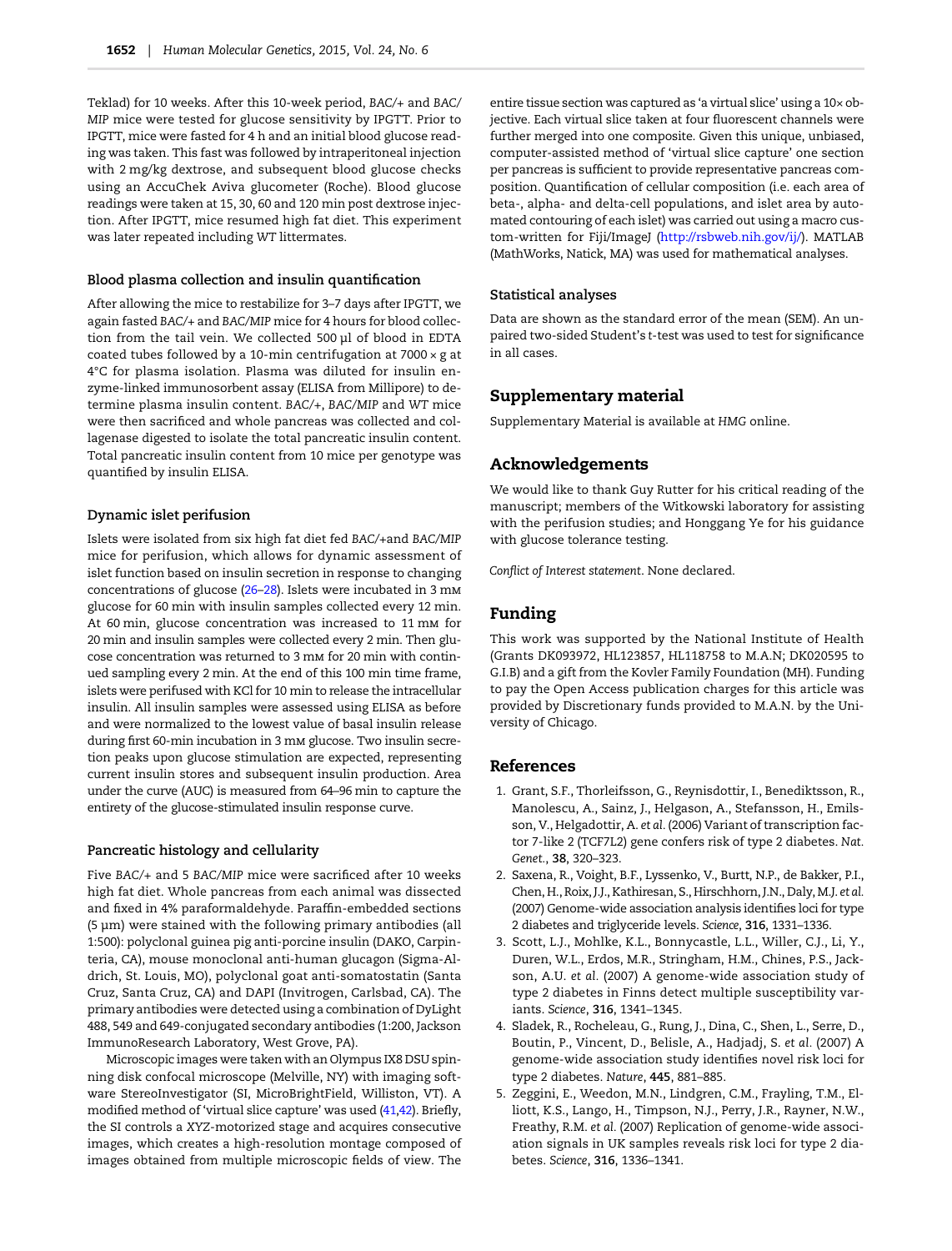Teklad) for 10 weeks. After this 10-week period, *BAC/+* and *BAC/MIP* mice were tested for glucose sensitivity by IPGTT. Prior to IPGTT, mice were fasted for 4 h and an initial blood glucose reading was taken. This fast was followed by intraperitoneal injection with 2 mg/kg dextrose, and subsequent blood glucose checks using an AccuChek Aviva glucometer (Roche). Blood glucose readings were taken at 15, 30, 60 and 120 min post dextrose injection. After IPGTT, mice resumed high fat diet. This experiment was later repeated including *WT* littermates.

### Blood plasma collection and insulin quantification

After allowing the mice to restabilize for 3–7 days after IPGTT, we again fasted *BAC/+* and *BAC/MIP* mice for 4 hours for blood collection from the tail vein. We collected 500 µl of blood in EDTA coated tubes followed by a 10-min centrifugation at 7000 × g at 4°C for plasma isolation. Plasma was diluted for insulin enzyme-linked immunosorbent assay (ELISA from Millipore) to determine plasma insulin content. *BAC/+*, *BAC/MIP* and *WT* mice were then sacrificed and whole pancreas was collected and collagenase digested to isolate the total pancreatic insulin content. Total pancreatic insulin content from 10 mice per genotype was quantified by insulin ELISA.

### Dynamic islet perifusion

Islets were isolated from six high fat diet fed *BAC/+*and *BAC/MIP* mice for perifusion, which allows for dynamic assessment of islet function based on insulin secretion in response to changing concentrations of glucose (26–28). Islets were incubated in 3 mM glucose for 60 min with insulin samples collected every 12 min. At 60 min, glucose concentration was increased to 11 mM for 20 min and insulin samples were collected every 2 min. Then glucose concentration was returned to 3 mM for 20 min with continued sampling every 2 min. At the end of this 100 min time frame, islets were perifused with KCl for 10 min to release the intracellular insulin. All insulin samples were assessed using ELISA as before and were normalized to the lowest value of basal insulin release during first 60-min incubation in 3 mM glucose. Two insulin secretion peaks upon glucose stimulation are expected, representing current insulin stores and subsequent insulin production. Area under the curve (AUC) is measured from 64–96 min to capture the entirety of the glucose-stimulated insulin response curve.

### Pancreatic histology and cellularity

Five *BAC/+* and 5 *BAC/MIP* mice were sacrificed after 10 weeks high fat diet. Whole pancreas from each animal was dissected and fixed in 4% paraformaldehyde. Paraffin-embedded sections (5 µm) were stained with the following primary antibodies (all 1:500): polyclonal guinea pig anti-porcine insulin (DAKO, Carpinteria, CA), mouse monoclonal anti-human glucagon (Sigma-Aldrich, St. Louis, MO), polyclonal goat anti-somatostatin (Santa Cruz, Santa Cruz, CA) and DAPI (Invitrogen, Carlsbad, CA). The primary antibodies were detected using a combination of DyLight 488, 549 and 649-conjugated secondary antibodies (1:200, Jackson ImmunoResearch Laboratory, West Grove, PA).

Microscopic images were taken with an Olympus IX8 DSU spinning disk confocal microscope (Melville, NY) with imaging software StereoInvestigator (SI, MicroBrightField, Williston, VT). A modified method of 'virtual slice capture' was used (41,42). Briefly, the SI controls a *XYZ*-motorized stage and acquires consecutive images, which creates a high-resolution montage composed of images obtained from multiple microscopic fields of view. The entire tissue section was captured as 'a virtual slice' using a 10× objective. Each virtual slice taken at four fluorescent channels were further merged into one composite. Given this unique, unbiased, computer-assisted method of 'virtual slice capture' one section per pancreas is sufficient to provide representative pancreas composition. Quantification of cellular composition (i.e. each area of beta-, alpha- and delta-cell populations, and islet area by automated contouring of each islet) was carried out using a macro custom-written for Fiji/ImageJ (http://rsbweb.nih.gov/ij/). MATLAB (MathWorks, Natick, MA) was used for mathematical analyses.

### Statistical analyses

Data are shown as the standard error of the mean (SEM). An unpaired two-sided Student's *t*-test was used to test for significance in all cases.

## Supplementary material

Supplementary Material is available at *HMG* online.

## Acknowledgements

We would like to thank Guy Rutter for his critical reading of the manuscript; members of the Witkowski laboratory for assisting with the perifusion studies; and Honggang Ye for his guidance with glucose tolerance testing.

*Conflict of Interest statement*. None declared.

## Funding

This work was supported by the National Institute of Health (Grants DK093972, HL123857, HL118758 to M.A.N; DK020595 to G.I.B) and a gift from the Kovler Family Foundation (MH). Funding to pay the Open Access publication charges for this article was provided by Discretionary funds provided to M.A.N. by the University of Chicago.

## References

1. Grant, S.F., Thorleifsson, G., Reynisdottir, I., Benediktsson, R., Manolescu, A., Sainz, J., Helgason, A., Stefansson, H., Emilsson, V., Helgadottir, A. *et al.* (2006) Variant of transcription factor 7-like 2 (TCF7L2) gene confers risk of type 2 diabetes. *Nat. Genet.*, **38**, 320–323.
2. Saxena, R., Voight, B.F., Lyssenko, V., Burtt, N.P., de Bakker, P.I., Chen, H., Roix, J.J., Kathiresan, S., Hirschhorn, J.N., Daly, M.J. *et al.* (2007) Genome-wide association analysis identifies loci for type 2 diabetes and triglyceride levels. *Science*, **316**, 1331–1336.
3. Scott, L.J., Mohlke, K.L., Bonnycastle, L.L., Willer, C.J., Li, Y., Duren, W.L., Erdos, M.R., Stringham, H.M., Chines, P.S., Jackson, A.U. *et al.* (2007) A genome-wide association study of type 2 diabetes in Finns detect multiple susceptibility variants. *Science*, **316**, 1341–1345.
4. Sladek, R., Rocheleau, G., Rung, J., Dina, C., Shen, L., Serre, D., Boutin, P., Vincent, D., Belisle, A., Hadjadj, S. *et al.* (2007) A genome-wide association study identifies novel risk loci for type 2 diabetes. *Nature*, **445**, 881–885.
5. Zeggini, E., Weedon, M.N., Lindgren, C.M., Frayling, T.M., Elliott, K.S., Lango, H., Timpson, N.J., Perry, J.R., Rayner, N.W., Freathy, R.M. *et al.* (2007) Replication of genome-wide association signals in UK samples reveals risk loci for type 2 diabetes. *Science*, **316**, 1336–1341.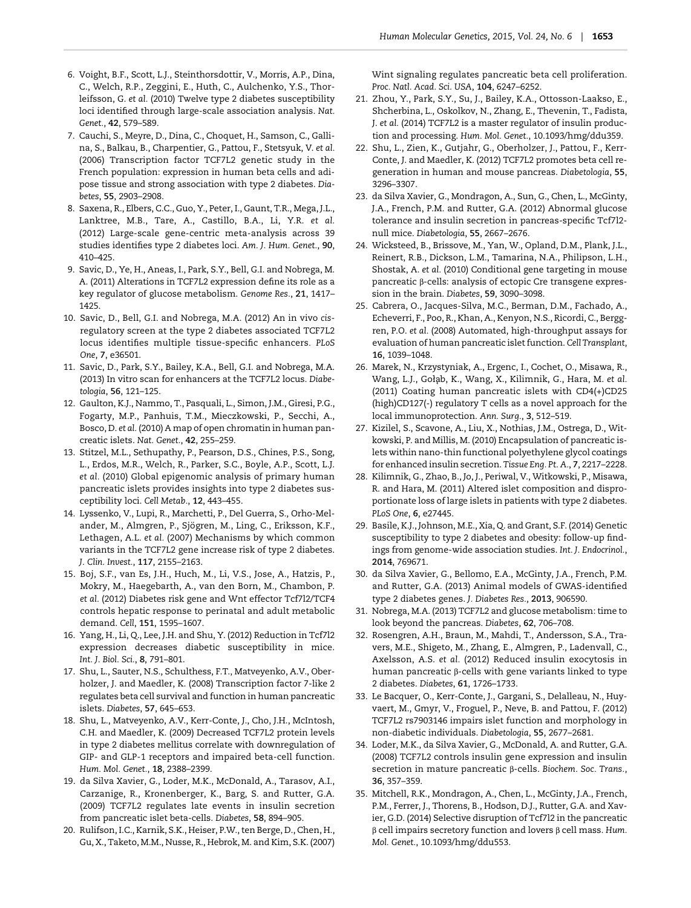6. Voight, B.F., Scott, L.J., Steinthorsdottir, V., Morris, A.P., Dina, C., Welch, R.P., Zeggini, E., Huth, C., Aulchenko, Y.S., Thorleifsson, G. *et al.* (2010) Twelve type 2 diabetes susceptibility loci identified through large-scale association analysis. *Nat. Genet.*, **42**, 579–589.
7. Cauchi, S., Meyre, D., Dina, C., Choquet, H., Samson, C., Gallina, S., Balkau, B., Charpentier, G., Pattou, F., Stetsyuk, V. *et al.* (2006) Transcription factor TCF7L2 genetic study in the French population: expression in human beta cells and adipose tissue and strong association with type 2 diabetes. *Diabetes*, **55**, 2903–2908.
8. Saxena, R., Elbers, C.C., Guo, Y., Peter, I., Gaunt, T.R., Mega, J.L., Lanktree, M.B., Tare, A., Castillo, B.A., Li, Y.R. *et al.* (2012) Large-scale gene-centric meta-analysis across 39 studies identifies type 2 diabetes loci. *Am. J. Hum. Genet.*, **90**, 410–425.
9. Savic, D., Ye, H., Aneas, I., Park, S.Y., Bell, G.I. and Nobrega, M.A. (2011) Alterations in TCF7L2 expression define its role as a key regulator of glucose metabolism. *Genome Res.*, **21**, 1417–1425.
10. Savic, D., Bell, G.I. and Nobrega, M.A. (2012) An in vivo *cis*-regulatory screen at the type 2 diabetes associated TCF7L2 locus identifies multiple tissue-specific enhancers. *PLoS One*, **7**, e36501.
11. Savic, D., Park, S.Y., Bailey, K.A., Bell, G.I. and Nobrega, M.A. (2013) In vitro scan for enhancers at the TCF7L2 locus. *Diabetologia*, **56**, 121–125.
12. Gaulton, K.J., Nammo, T., Pasquali, L., Simon, J.M., Giresi, P.G., Fogarty, M.P., Panhuis, T.M., Mieczkowski, P., Secchi, A., Bosco, D. *et al.* (2010) A map of open chromatin in human pancreatic islets. *Nat. Genet.*, **42**, 255–259.
13. Stitzel, M.L., Sethupathy, P., Pearson, D.S., Chines, P.S., Song, L., Erdos, M.R., Welch, R., Parker, S.C., Boyle, A.P., Scott, L.J. *et al.* (2010) Global epigenomic analysis of primary human pancreatic islets provides insights into type 2 diabetes susceptibility loci. *Cell Metab.*, **12**, 443–455.
14. Lyssenko, V., Lupi, R., Marchetti, P., Del Guerra, S., Orho-Melander, M., Almgren, P., Sjögren, M., Ling, C., Eriksson, K.F., Lethagen, A.L. *et al.* (2007) Mechanisms by which common variants in the TCF7L2 gene increase risk of type 2 diabetes. *J. Clin. Invest.*, **117**, 2155–2163.
15. Boj, S.F., van Es, J.H., Huch, M., Li, V.S., Jose, A., Hatzis, P., Mokry, M., Haegebarth, A., van den Born, M., Chambon, P. *et al.* (2012) Diabetes risk gene and Wnt effector Tcf7l2/TCF4 controls hepatic response to perinatal and adult metabolic demand. *Cell*, **151**, 1595–1607.
16. Yang, H., Li, Q., Lee, J.H. and Shu, Y. (2012) Reduction in Tcf7l2 expression decreases diabetic susceptibility in mice. *Int. J. Biol. Sci.*, **8**, 791–801.
17. Shu, L., Sauter, N.S., Schulthess, F.T., Matveyenko, A.V., Oberholzer, J. and Maedler, K. (2008) Transcription factor 7-like 2 regulates beta cell survival and function in human pancreatic islets. *Diabetes*, **57**, 645–653.
18. Shu, L., Matveyenko, A.V., Kerr-Conte, J., Cho, J.H., McIntosh, C.H. and Maedler, K. (2009) Decreased TCF7L2 protein levels in type 2 diabetes mellitus correlate with downregulation of GIP- and GLP-1 receptors and impaired beta-cell function. *Hum. Mol. Genet.*, **18**, 2388–2399.
19. da Silva Xavier, G., Loder, M.K., McDonald, A., Tarasov, A.I., Carzanige, R., Kronenberger, K., Barg, S. and Rutter, G.A. (2009) TCF7L2 regulates late events in insulin secretion from pancreatic islet beta-cells. *Diabetes*, **58**, 894–905.
20. Rulifson, I.C., Karnik, S.K., Heiser, P.W., ten Berge, D., Chen, H., Gu, X., Taketo, M.M., Nusse, R., Hebrok, M. and Kim, S.K. (2007) Wnt signaling regulates pancreatic beta cell proliferation. *Proc. Natl. Acad. Sci. USA*, **104**, 6247–6252.
21. Zhou, Y., Park, S.Y., Su, J., Bailey, K.A., Ottosson-Laakso, E., Shcherbina, L., Oskolkov, N., Zhang, E., Thevenin, T., Fadista, J. *et al.* (2014) TCF7L2 is a master regulator of insulin production and processing. *Hum. Mol. Genet.*, 10.1093/hmg/ddu359.
22. Shu, L., Zien, K., Gutjahr, G., Oberholzer, J., Pattou, F., Kerr-Conte, J. and Maedler, K. (2012) TCF7L2 promotes beta cell regeneration in human and mouse pancreas. *Diabetologia*, **55**, 3296–3307.
23. da Silva Xavier, G., Mondragon, A., Sun, G., Chen, L., McGinty, J.A., French, P.M. and Rutter, G.A. (2012) Abnormal glucose tolerance and insulin secretion in pancreas-specific Tcf7l2-null mice. *Diabetologia*, **55**, 2667–2676.
24. Wicksteed, B., Brissove, M., Yan, W., Opland, D.M., Plank, J.L., Reinert, R.B., Dickson, L.M., Tamarina, N.A., Philipson, L.H., Shostak, A. *et al.* (2010) Conditional gene targeting in mouse pancreatic β-cells: analysis of ectopic Cre transgene expression in the brain. *Diabetes*, **59**, 3090–3098.
25. Cabrera, O., Jacques-Silva, M.C., Berman, D.M., Fachado, A., Echeverri, F., Poo, R., Khan, A., Kenyon, N.S., Ricordi, C., Berggren, P.O. *et al.* (2008) Automated, high-throughput assays for evaluation of human pancreatic islet function. *Cell Transplant*, **16**, 1039–1048.
26. Marek, N., Krzystyniak, A., Ergenc, I., Cochet, O., Misawa, R., Wang, L.J., Gołąb, K., Wang, X., Kilimnik, G., Hara, M. *et al.* (2011) Coating human pancreatic islets with CD4(+)CD25 (high)CD127(-) regulatory T cells as a novel approach for the local immunoprotection. *Ann. Surg.*, **3**, 512–519.
27. Kizilel, S., Scavone, A., Liu, X., Nothias, J.M., Ostrega, D., Witkowski, P. and Millis, M. (2010) Encapsulation of pancreatic islets within nano-thin functional polyethylene glycol coatings for enhanced insulin secretion. *Tissue Eng. Pt. A.*, **7**, 2217–2228.
28. Kilimnik, G., Zhao, B., Jo, J., Periwal, V., Witkowski, P., Misawa, R. and Hara, M. (2011) Altered islet composition and disproportionate loss of large islets in patients with type 2 diabetes. *PLoS One*, **6**, e27445.
29. Basile, K.J., Johnson, M.E., Xia, Q. and Grant, S.F. (2014) Genetic susceptibility to type 2 diabetes and obesity: follow-up findings from genome-wide association studies. *Int. J. Endocrinol.*, **2014**, 769671.
30. da Silva Xavier, G., Bellomo, E.A., McGinty, J.A., French, P.M. and Rutter, G.A. (2013) Animal models of GWAS-identified type 2 diabetes genes. *J. Diabetes Res.*, **2013**, 906590.
31. Nobrega, M.A. (2013) TCF7L2 and glucose metabolism: time to look beyond the pancreas. *Diabetes*, **62**, 706–708.
32. Rosengren, A.H., Braun, M., Mahdi, T., Andersson, S.A., Travers, M.E., Shigeto, M., Zhang, E., Almgren, P., Ladenvall, C., Axelsson, A.S. *et al.* (2012) Reduced insulin exocytosis in human pancreatic β-cells with gene variants linked to type 2 diabetes. *Diabetes*, **61**, 1726–1733.
33. Le Bacquer, O., Kerr-Conte, J., Gargani, S., Delalleau, N., Huyvaert, M., Gmyr, V., Froguel, P., Neve, B. and Pattou, F. (2012) TCF7L2 rs7903146 impairs islet function and morphology in non-diabetic individuals. *Diabetologia*, **55**, 2677–2681.
34. Loder, M.K., da Silva Xavier, G., McDonald, A. and Rutter, G.A. (2008) TCF7L2 controls insulin gene expression and insulin secretion in mature pancreatic β-cells. *Biochem. Soc. Trans.*, **36**, 357–359.
35. Mitchell, R.K., Mondragon, A., Chen, L., McGinty, J.A., French, P.M., Ferrer, J., Thorens, B., Hodson, D.J., Rutter, G.A. and Xavier, G.D. (2014) Selective disruption of Tcf7l2 in the pancreatic β cell impairs secretory function and lovers β cell mass. *Hum. Mol. Genet.*, 10.1093/hmg/ddu553.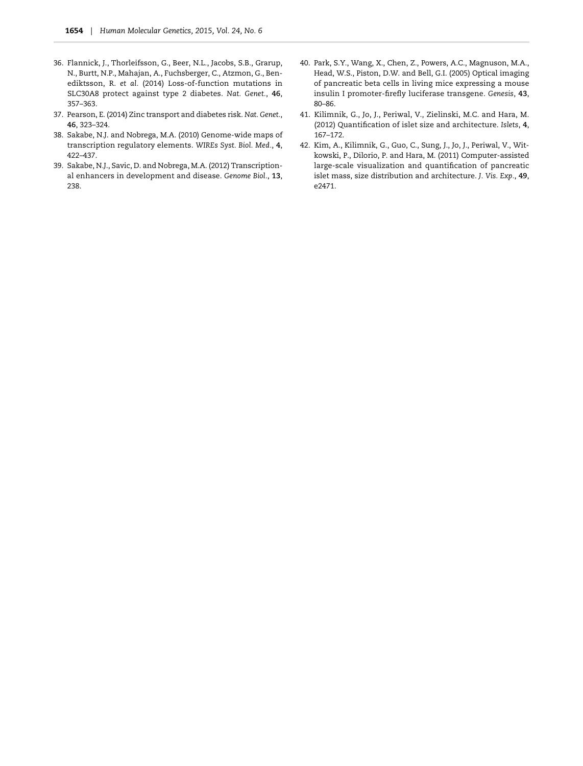36. Flannick, J., Thorleifsson, G., Beer, N.L., Jacobs, S.B., Grarup, N., Burtt, N.P., Mahajan, A., Fuchsberger, C., Atzmon, G., Benediktsson, R. *et al.* (2014) Loss-of-function mutations in SLC30A8 protect against type 2 diabetes. *Nat. Genet.*, **46**, 357–363.
37. Pearson, E. (2014) Zinc transport and diabetes risk. *Nat. Genet.*, **46**, 323–324.
38. Sakabe, N.J. and Nobrega, M.A. (2010) Genome-wide maps of transcription regulatory elements. *WIREs Syst. Biol. Med.*, **4**, 422–437.
39. Sakabe, N.J., Savic, D. and Nobrega, M.A. (2012) Transcriptional enhancers in development and disease. *Genome Biol.*, **13**, 238.
40. Park, S.Y., Wang, X., Chen, Z., Powers, A.C., Magnuson, M.A., Head, W.S., Piston, D.W. and Bell, G.I. (2005) Optical imaging of pancreatic beta cells in living mice expressing a mouse insulin I promoter-firefly luciferase transgene. *Genesis*, **43**, 80–86.
41. Kilimnik, G., Jo, J., Periwal, V., Zielinski, M.C. and Hara, M. (2012) Quantification of islet size and architecture. *Islets*, **4**, 167–172.
42. Kim, A., Kilimnik, G., Guo, C., Sung, J., Jo, J., Periwal, V., Witkowski, P., Dilorio, P. and Hara, M. (2011) Computer-assisted large-scale visualization and quantification of pancreatic islet mass, size distribution and architecture. *J. Vis. Exp.*, **49**, e2471.